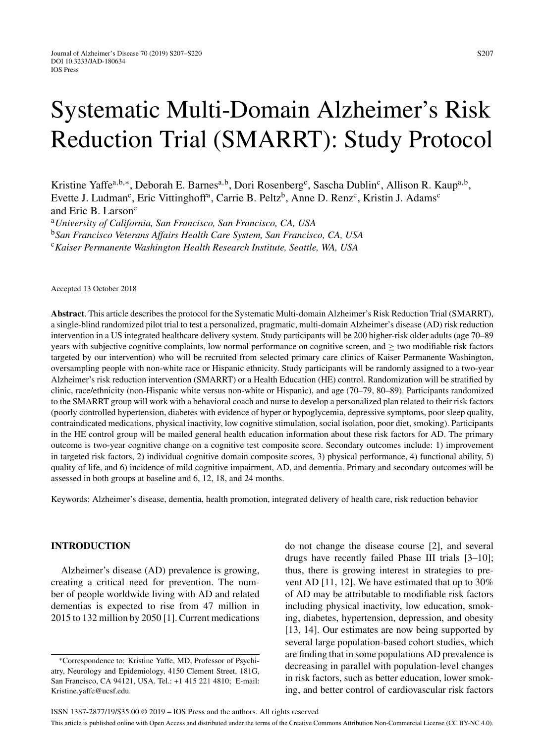# Systematic Multi-Domain Alzheimer's Risk Reduction Trial (SMARRT): Study Protocol

Kristine Yaffe[a,b,*], Deborah E. Barnes[a,b], Dori Rosenberg[c], Sascha Dublin[c], Allison R. Kaup[a,b], Evette J. Ludman[c], Eric Vittinghoff[a], Carrie B. Peltz[b], Anne D. Renz[c], Kristin J. Adams[c] and Eric B. Larson[c]

[a] *University of California, San Francisco, San Francisco, CA, USA*
[b] *San Francisco Veterans Affairs Health Care System, San Francisco, CA, USA*
[c] *Kaiser Permanente Washington Health Research Institute, Seattle, WA, USA*

Accepted 13 October 2018

**Abstract**. This article describes the protocol for the Systematic Multi-domain Alzheimer's Risk Reduction Trial (SMARRT), a single-blind randomized pilot trial to test a personalized, pragmatic, multi-domain Alzheimer's disease (AD) risk reduction intervention in a US integrated healthcare delivery system. Study participants will be 200 higher-risk older adults (age 70–89 years with subjective cognitive complaints, low normal performance on cognitive screen, and ≥ two modifiable risk factors targeted by our intervention) who will be recruited from selected primary care clinics of Kaiser Permanente Washington, oversampling people with non-white race or Hispanic ethnicity. Study participants will be randomly assigned to a two-year Alzheimer's risk reduction intervention (SMARRT) or a Health Education (HE) control. Randomization will be stratified by clinic, race/ethnicity (non-Hispanic white versus non-white or Hispanic), and age (70–79, 80–89). Participants randomized to the SMARRT group will work with a behavioral coach and nurse to develop a personalized plan related to their risk factors (poorly controlled hypertension, diabetes with evidence of hyper or hypoglycemia, depressive symptoms, poor sleep quality, contraindicated medications, physical inactivity, low cognitive stimulation, social isolation, poor diet, smoking). Participants in the HE control group will be mailed general health education information about these risk factors for AD. The primary outcome is two-year cognitive change on a cognitive test composite score. Secondary outcomes include: 1) improvement in targeted risk factors, 2) individual cognitive domain composite scores, 3) physical performance, 4) functional ability, 5) quality of life, and 6) incidence of mild cognitive impairment, AD, and dementia. Primary and secondary outcomes will be assessed in both groups at baseline and 6, 12, 18, and 24 months.

Keywords: Alzheimer's disease, dementia, health promotion, integrated delivery of health care, risk reduction behavior

## INTRODUCTION

Alzheimer's disease (AD) prevalence is growing, creating a critical need for prevention. The number of people worldwide living with AD and related dementias is expected to rise from 47 million in 2015 to 132 million by 2050 [1]. Current medications do not change the disease course [2], and several drugs have recently failed Phase III trials [3–10]; thus, there is growing interest in strategies to prevent AD [11, 12]. We have estimated that up to 30% of AD may be attributable to modifiable risk factors including physical inactivity, low education, smoking, diabetes, hypertension, depression, and obesity [13, 14]. Our estimates are now being supported by several large population-based cohort studies, which are finding that in some populations AD prevalence is decreasing in parallel with population-level changes in risk factors, such as better education, lower smoking, and better control of cardiovascular risk factors

*Correspondence to: Kristine Yaffe, MD, Professor of Psychiatry, Neurology and Epidemiology, 4150 Clement Street, 181G, San Francisco, CA 94121, USA. Tel.: +1 415 221 4810; E-mail: Kristine.yaffe@ucsf.edu.

ISSN 1387-2877/19/$35.00 © 2019 – IOS Press and the authors. All rights reserved

This article is published online with Open Access and distributed under the terms of the Creative Commons Attribution Non-Commercial License (CC BY-NC 4.0).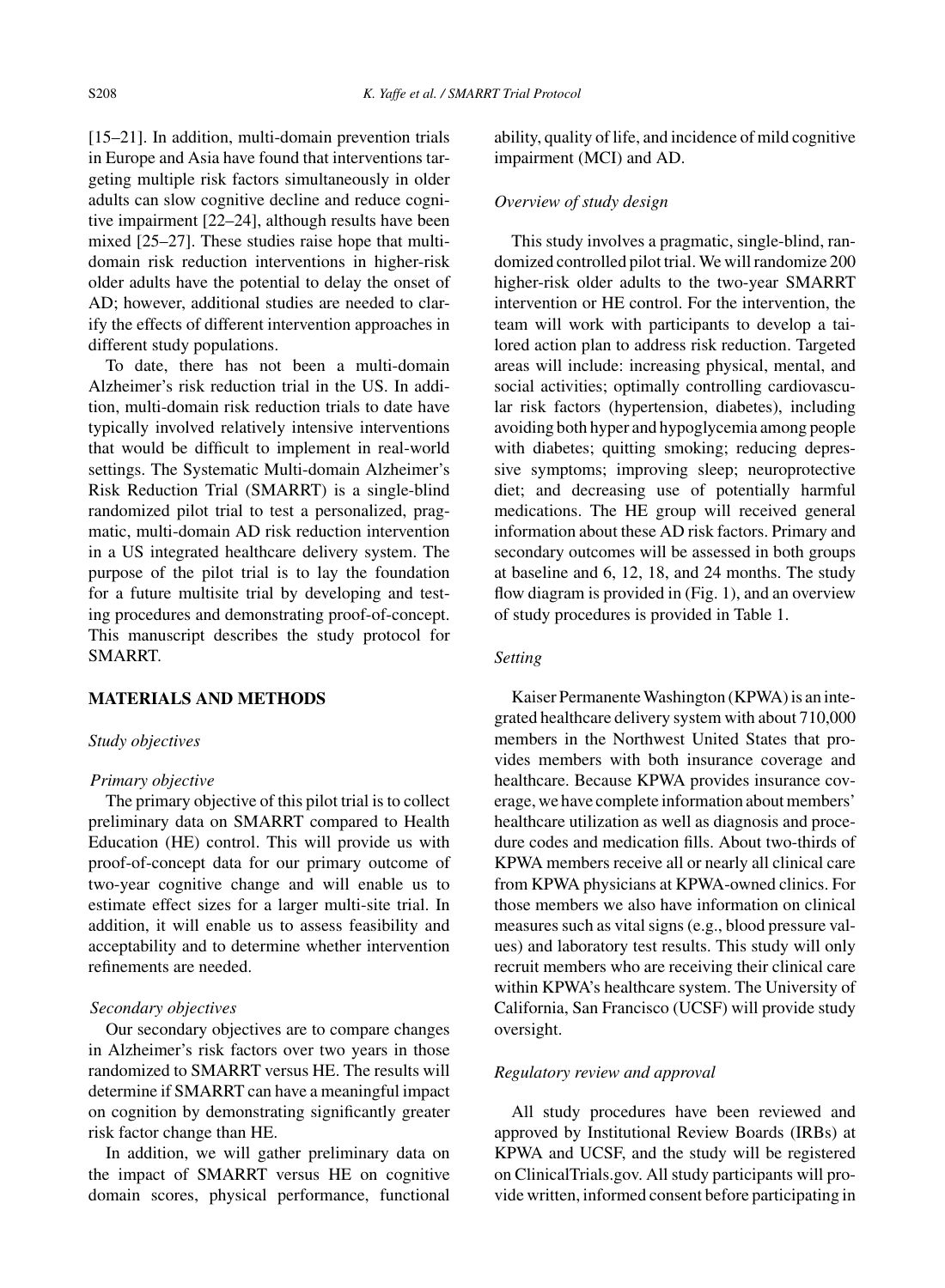[15–21]. In addition, multi-domain prevention trials in Europe and Asia have found that interventions targeting multiple risk factors simultaneously in older adults can slow cognitive decline and reduce cognitive impairment [22–24], although results have been mixed [25–27]. These studies raise hope that multi-domain risk reduction interventions in higher-risk older adults have the potential to delay the onset of AD; however, additional studies are needed to clarify the effects of different intervention approaches in different study populations.

To date, there has not been a multi-domain Alzheimer's risk reduction trial in the US. In addition, multi-domain risk reduction trials to date have typically involved relatively intensive interventions that would be difficult to implement in real-world settings. The Systematic Multi-domain Alzheimer's Risk Reduction Trial (SMARRT) is a single-blind randomized pilot trial to test a personalized, pragmatic, multi-domain AD risk reduction intervention in a US integrated healthcare delivery system. The purpose of the pilot trial is to lay the foundation for a future multisite trial by developing and testing procedures and demonstrating proof-of-concept. This manuscript describes the study protocol for SMARRT.

## MATERIALS AND METHODS

### *Study objectives*

#### *Primary objective*

The primary objective of this pilot trial is to collect preliminary data on SMARRT compared to Health Education (HE) control. This will provide us with proof-of-concept data for our primary outcome of two-year cognitive change and will enable us to estimate effect sizes for a larger multi-site trial. In addition, it will enable us to assess feasibility and acceptability and to determine whether intervention refinements are needed.

#### *Secondary objectives*

Our secondary objectives are to compare changes in Alzheimer's risk factors over two years in those randomized to SMARRT versus HE. The results will determine if SMARRT can have a meaningful impact on cognition by demonstrating significantly greater risk factor change than HE.

In addition, we will gather preliminary data on the impact of SMARRT versus HE on cognitive domain scores, physical performance, functional ability, quality of life, and incidence of mild cognitive impairment (MCI) and AD.

### *Overview of study design*

This study involves a pragmatic, single-blind, randomized controlled pilot trial. We will randomize 200 higher-risk older adults to the two-year SMARRT intervention or HE control. For the intervention, the team will work with participants to develop a tailored action plan to address risk reduction. Targeted areas will include: increasing physical, mental, and social activities; optimally controlling cardiovascular risk factors (hypertension, diabetes), including avoiding both hyper and hypoglycemia among people with diabetes; quitting smoking; reducing depressive symptoms; improving sleep; neuroprotective diet; and decreasing use of potentially harmful medications. The HE group will received general information about these AD risk factors. Primary and secondary outcomes will be assessed in both groups at baseline and 6, 12, 18, and 24 months. The study flow diagram is provided in (Fig. 1), and an overview of study procedures is provided in Table 1.

### *Setting*

Kaiser Permanente Washington (KPWA) is an integrated healthcare delivery system with about 710,000 members in the Northwest United States that provides members with both insurance coverage and healthcare. Because KPWA provides insurance coverage, we have complete information about members' healthcare utilization as well as diagnosis and procedure codes and medication fills. About two-thirds of KPWA members receive all or nearly all clinical care from KPWA physicians at KPWA-owned clinics. For those members we also have information on clinical measures such as vital signs (e.g., blood pressure values) and laboratory test results. This study will only recruit members who are receiving their clinical care within KPWA's healthcare system. The University of California, San Francisco (UCSF) will provide study oversight.

### *Regulatory review and approval*

All study procedures have been reviewed and approved by Institutional Review Boards (IRBs) at KPWA and UCSF, and the study will be registered on ClinicalTrials.gov. All study participants will provide written, informed consent before participating in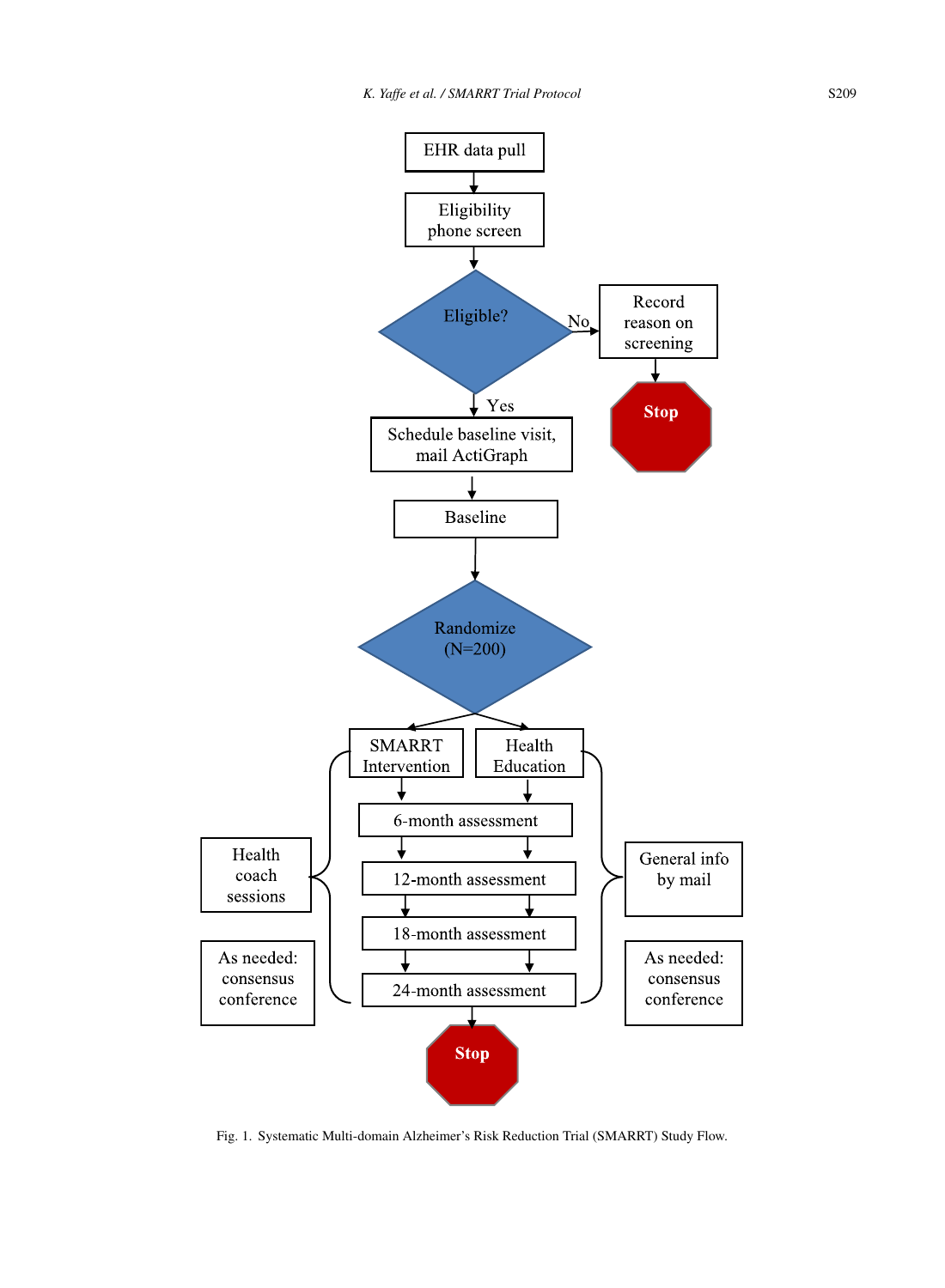EHR data pull

Eligibility phone screen

Eligible?

No → Record reason on screening → Stop

Yes → Schedule baseline visit, mail ActiGraph

Baseline

Randomize (N=200)

SMARRT Intervention | Health Education

6-month assessment

12-month assessment

18-month assessment

24-month assessment

Stop

Health coach sessions

As needed: consensus conference

General info by mail

As needed: consensus conference

Fig. 1. Systematic Multi-domain Alzheimer's Risk Reduction Trial (SMARRT) Study Flow.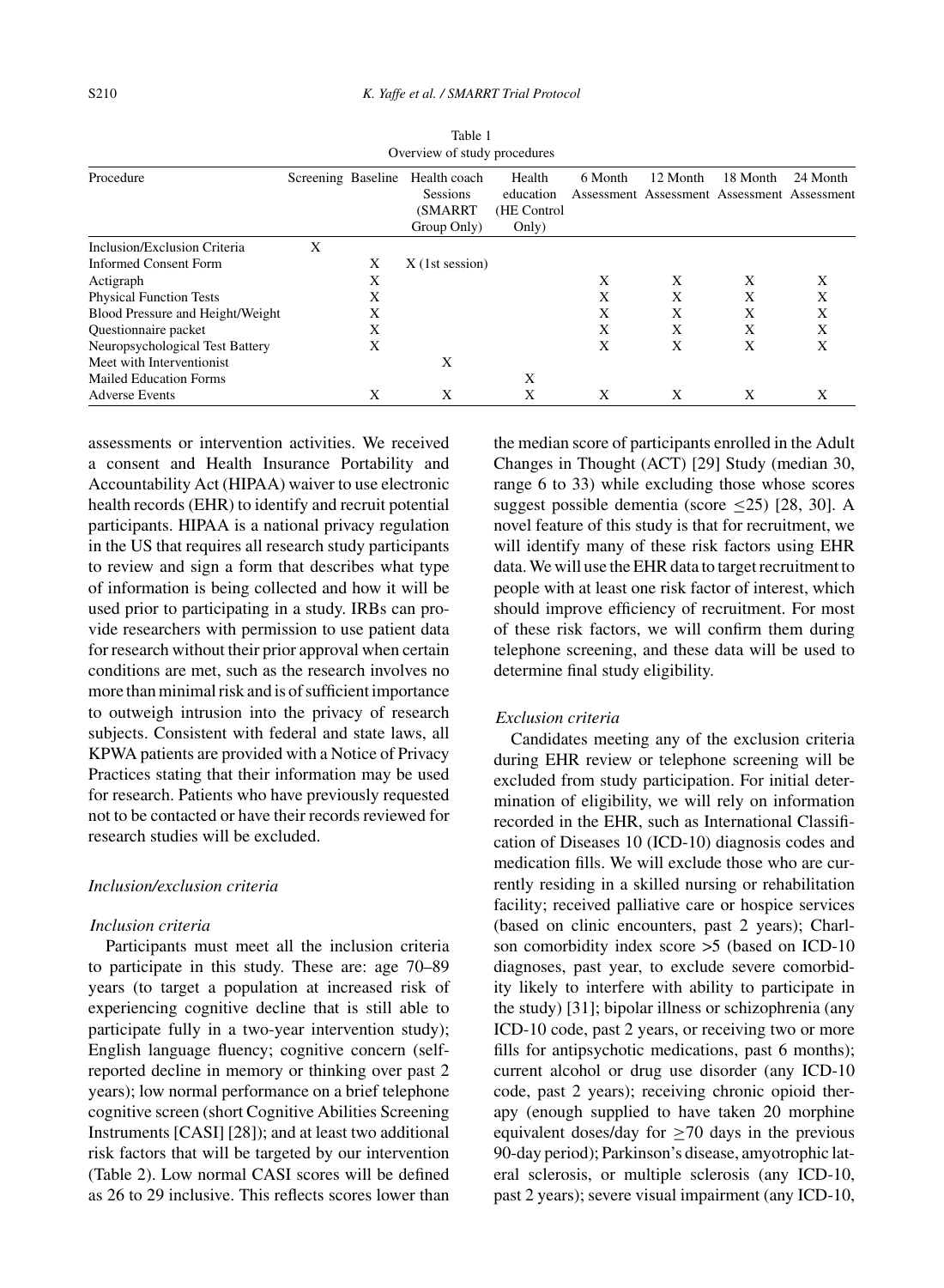Table 1
Overview of study procedures

| Procedure | Screening | Baseline | Health coach Sessions (SMARRT Group Only) | Health education (HE Control Only) | 6 Month Assessment | 12 Month Assessment | 18 Month Assessment | 24 Month Assessment |
|---|---|---|---|---|---|---|---|---|
| Inclusion/Exclusion Criteria | X | | | | | | | |
| Informed Consent Form | | X | X (1st session) | | | | | |
| Actigraph | | X | | | X | X | X | X |
| Physical Function Tests | | X | | | X | X | X | X |
| Blood Pressure and Height/Weight | | X | | | X | X | X | X |
| Questionnaire packet | | X | | | X | X | X | X |
| Neuropsychological Test Battery | | X | | | X | X | X | X |
| Meet with Interventionist | | | X | | | | | |
| Mailed Education Forms | | | | X | | | | |
| Adverse Events | | X | X | X | X | X | X | X |

assessments or intervention activities. We received a consent and Health Insurance Portability and Accountability Act (HIPAA) waiver to use electronic health records (EHR) to identify and recruit potential participants. HIPAA is a national privacy regulation in the US that requires all research study participants to review and sign a form that describes what type of information is being collected and how it will be used prior to participating in a study. IRBs can provide researchers with permission to use patient data for research without their prior approval when certain conditions are met, such as the research involves no more than minimal risk and is of sufficient importance to outweigh intrusion into the privacy of research subjects. Consistent with federal and state laws, all KPWA patients are provided with a Notice of Privacy Practices stating that their information may be used for research. Patients who have previously requested not to be contacted or have their records reviewed for research studies will be excluded.

### *Inclusion/exclusion criteria*

#### *Inclusion criteria*

Participants must meet all the inclusion criteria to participate in this study. These are: age 70–89 years (to target a population at increased risk of experiencing cognitive decline that is still able to participate fully in a two-year intervention study); English language fluency; cognitive concern (self-reported decline in memory or thinking over past 2 years); low normal performance on a brief telephone cognitive screen (short Cognitive Abilities Screening Instruments [CASI] [28]); and at least two additional risk factors that will be targeted by our intervention (Table 2). Low normal CASI scores will be defined as 26 to 29 inclusive. This reflects scores lower than the median score of participants enrolled in the Adult Changes in Thought (ACT) [29] Study (median 30, range 6 to 33) while excluding those whose scores suggest possible dementia (score $\leq$25) [28, 30]. A novel feature of this study is that for recruitment, we will identify many of these risk factors using EHR data. We will use the EHR data to target recruitment to people with at least one risk factor of interest, which should improve efficiency of recruitment. For most of these risk factors, we will confirm them during telephone screening, and these data will be used to determine final study eligibility.

#### *Exclusion criteria*

Candidates meeting any of the exclusion criteria during EHR review or telephone screening will be excluded from study participation. For initial determination of eligibility, we will rely on information recorded in the EHR, such as International Classification of Diseases 10 (ICD-10) diagnosis codes and medication fills. We will exclude those who are currently residing in a skilled nursing or rehabilitation facility; received palliative care or hospice services (based on clinic encounters, past 2 years); Charlson comorbidity index score >5 (based on ICD-10 diagnoses, past year, to exclude severe comorbidity likely to interfere with ability to participate in the study) [31]; bipolar illness or schizophrenia (any ICD-10 code, past 2 years, or receiving two or more fills for antipsychotic medications, past 6 months); current alcohol or drug use disorder (any ICD-10 code, past 2 years); receiving chronic opioid therapy (enough supplied to have taken 20 morphine equivalent doses/day for $\geq$70 days in the previous 90-day period); Parkinson's disease, amyotrophic lateral sclerosis, or multiple sclerosis (any ICD-10, past 2 years); severe visual impairment (any ICD-10,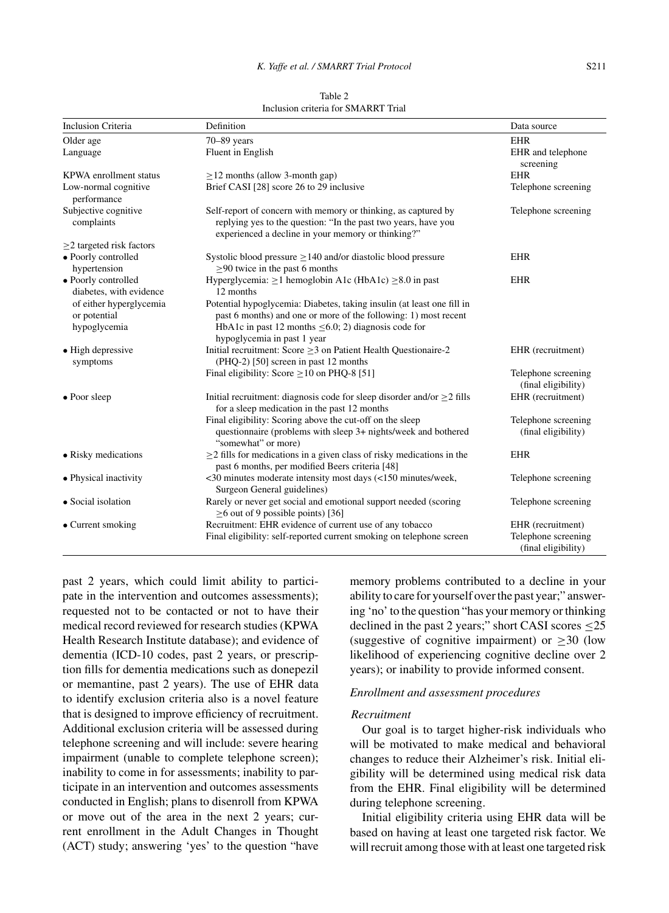Table 2
Inclusion criteria for SMARRT Trial

| Inclusion Criteria | Definition | Data source |
|---|---|---|
| Older age | 70–89 years | EHR |
| Language | Fluent in English | EHR and telephone screening |
| KPWA enrollment status | $\geq$12 months (allow 3-month gap) | EHR |
| Low-normal cognitive performance | Brief CASI [28] score 26 to 29 inclusive | Telephone screening |
| Subjective cognitive complaints | Self-report of concern with memory or thinking, as captured by replying yes to the question: "In the past two years, have you experienced a decline in your memory or thinking?" | Telephone screening |
| $\geq$2 targeted risk factors | | |
| • Poorly controlled hypertension | Systolic blood pressure $\geq$140 and/or diastolic blood pressure $\geq$90 twice in the past 6 months | EHR |
| • Poorly controlled diabetes, with evidence of either hyperglycemia or potential hypoglycemia | Hyperglycemia: $\geq$1 hemoglobin A1c (HbA1c) $\geq$8.0 in past 12 months | EHR |
| | Potential hypoglycemia: Diabetes, taking insulin (at least one fill in past 6 months) and one or more of the following: 1) most recent HbA1c in past 12 months $\leq$6.0; 2) diagnosis code for hypoglycemia in past 1 year | |
| • High depressive symptoms | Initial recruitment: Score $\geq$3 on Patient Health Questionaire-2 (PHQ-2) [50] screen in past 12 months | EHR (recruitment) |
| | Final eligibility: Score $\geq$10 on PHQ-8 [51] | Telephone screening (final eligibility) |
| • Poor sleep | Initial recruitment: diagnosis code for sleep disorder and/or $\geq$2 fills for a sleep medication in the past 12 months | EHR (recruitment) |
| | Final eligibility: Scoring above the cut-off on the sleep questionnaire (problems with sleep 3+ nights/week and bothered "somewhat" or more) | Telephone screening (final eligibility) |
| • Risky medications | $\geq$2 fills for medications in a given class of risky medications in the past 6 months, per modified Beers criteria [48] | EHR |
| • Physical inactivity | <30 minutes moderate intensity most days (<150 minutes/week, Surgeon General guidelines) | Telephone screening |
| • Social isolation | Rarely or never get social and emotional support needed (scoring $\geq$6 out of 9 possible points) [36] | Telephone screening |
| • Current smoking | Recruitment: EHR evidence of current use of any tobacco | EHR (recruitment) |
| | Final eligibility: self-reported current smoking on telephone screen | Telephone screening (final eligibility) |

past 2 years, which could limit ability to participate in the intervention and outcomes assessments); requested not to be contacted or not to have their medical record reviewed for research studies (KPWA Health Research Institute database); and evidence of dementia (ICD-10 codes, past 2 years, or prescription fills for dementia medications such as donepezil or memantine, past 2 years). The use of EHR data to identify exclusion criteria also is a novel feature that is designed to improve efficiency of recruitment. Additional exclusion criteria will be assessed during telephone screening and will include: severe hearing impairment (unable to complete telephone screen); inability to come in for assessments; inability to participate in an intervention and outcomes assessments conducted in English; plans to disenroll from KPWA or move out of the area in the next 2 years; current enrollment in the Adult Changes in Thought (ACT) study; answering 'yes' to the question "have memory problems contributed to a decline in your ability to care for yourself over the past year;" answering 'no' to the question "has your memory or thinking declined in the past 2 years;" short CASI scores $\leq$25 (suggestive of cognitive impairment) or $\geq$30 (low likelihood of experiencing cognitive decline over 2 years); or inability to provide informed consent.

### *Enrollment and assessment procedures*

#### *Recruitment*

Our goal is to target higher-risk individuals who will be motivated to make medical and behavioral changes to reduce their Alzheimer's risk. Initial eligibility will be determined using medical risk data from the EHR. Final eligibility will be determined during telephone screening.

Initial eligibility criteria using EHR data will be based on having at least one targeted risk factor. We will recruit among those with at least one targeted risk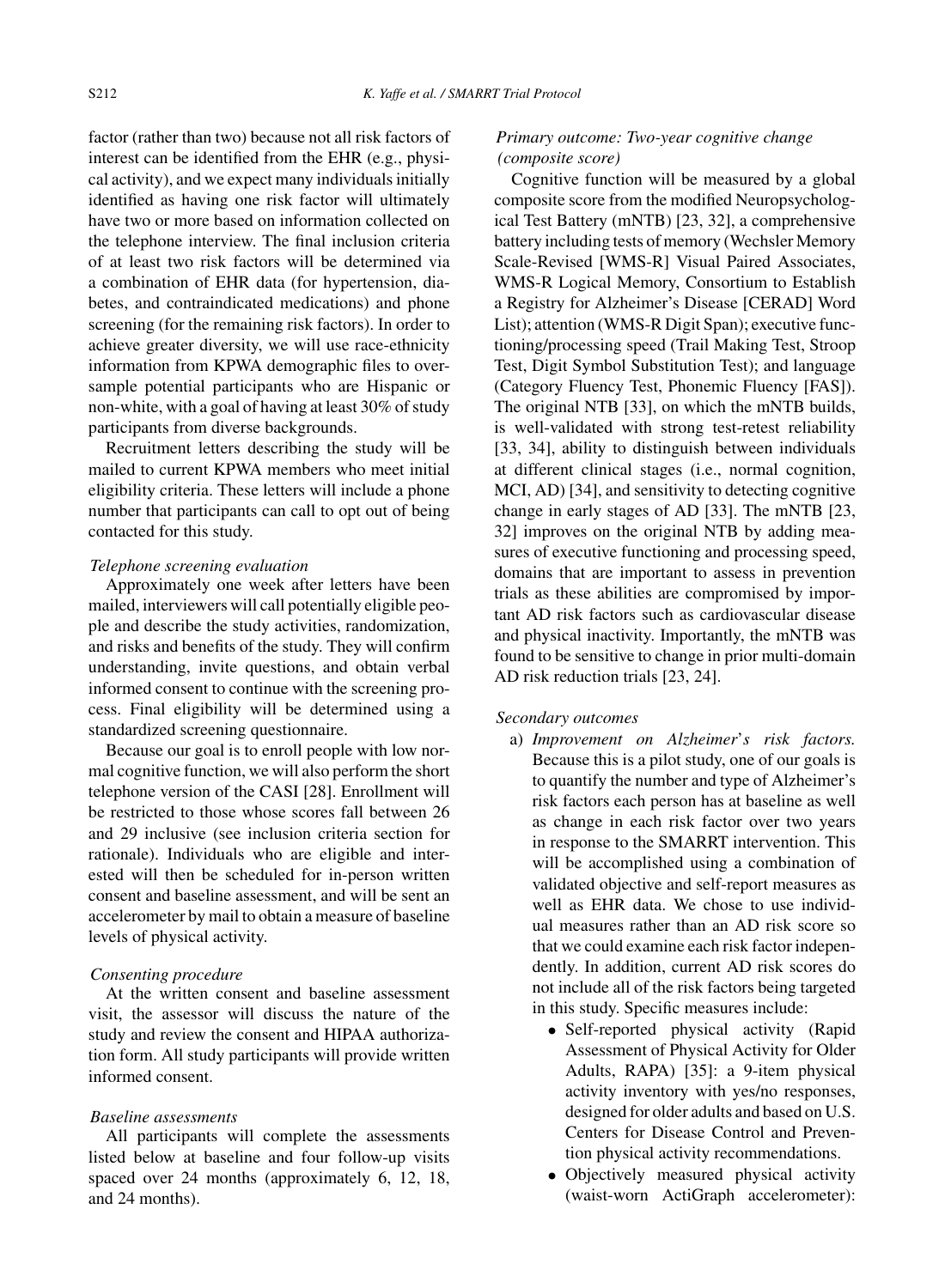factor (rather than two) because not all risk factors of interest can be identified from the EHR (e.g., physical activity), and we expect many individuals initially identified as having one risk factor will ultimately have two or more based on information collected on the telephone interview. The final inclusion criteria of at least two risk factors will be determined via a combination of EHR data (for hypertension, diabetes, and contraindicated medications) and phone screening (for the remaining risk factors). In order to achieve greater diversity, we will use race-ethnicity information from KPWA demographic files to oversample potential participants who are Hispanic or non-white, with a goal of having at least 30% of study participants from diverse backgrounds.

Recruitment letters describing the study will be mailed to current KPWA members who meet initial eligibility criteria. These letters will include a phone number that participants can call to opt out of being contacted for this study.

*Telephone screening evaluation*

Approximately one week after letters have been mailed, interviewers will call potentially eligible people and describe the study activities, randomization, and risks and benefits of the study. They will confirm understanding, invite questions, and obtain verbal informed consent to continue with the screening process. Final eligibility will be determined using a standardized screening questionnaire.

Because our goal is to enroll people with low normal cognitive function, we will also perform the short telephone version of the CASI [28]. Enrollment will be restricted to those whose scores fall between 26 and 29 inclusive (see inclusion criteria section for rationale). Individuals who are eligible and interested will then be scheduled for in-person written consent and baseline assessment, and will be sent an accelerometer by mail to obtain a measure of baseline levels of physical activity.

*Consenting procedure*

At the written consent and baseline assessment visit, the assessor will discuss the nature of the study and review the consent and HIPAA authorization form. All study participants will provide written informed consent.

*Baseline assessments*

All participants will complete the assessments listed below at baseline and four follow-up visits spaced over 24 months (approximately 6, 12, 18, and 24 months).

*Primary outcome: Two-year cognitive change (composite score)*

Cognitive function will be measured by a global composite score from the modified Neuropsychological Test Battery (mNTB) [23, 32], a comprehensive battery including tests of memory (Wechsler Memory Scale-Revised [WMS-R] Visual Paired Associates, WMS-R Logical Memory, Consortium to Establish a Registry for Alzheimer's Disease [CERAD] Word List); attention (WMS-R Digit Span); executive functioning/processing speed (Trail Making Test, Stroop Test, Digit Symbol Substitution Test); and language (Category Fluency Test, Phonemic Fluency [FAS]). The original NTB [33], on which the mNTB builds, is well-validated with strong test-retest reliability [33, 34], ability to distinguish between individuals at different clinical stages (i.e., normal cognition, MCI, AD) [34], and sensitivity to detecting cognitive change in early stages of AD [33]. The mNTB [23, 32] improves on the original NTB by adding measures of executive functioning and processing speed, domains that are important to assess in prevention trials as these abilities are compromised by important AD risk factors such as cardiovascular disease and physical inactivity. Importantly, the mNTB was found to be sensitive to change in prior multi-domain AD risk reduction trials [23, 24].

*Secondary outcomes*

a) *Improvement on Alzheimer's risk factors.* Because this is a pilot study, one of our goals is to quantify the number and type of Alzheimer's risk factors each person has at baseline as well as change in each risk factor over two years in response to the SMARRT intervention. This will be accomplished using a combination of validated objective and self-report measures as well as EHR data. We chose to use individual measures rather than an AD risk score so that we could examine each risk factor independently. In addition, current AD risk scores do not include all of the risk factors being targeted in this study. Specific measures include:
    - Self-reported physical activity (Rapid Assessment of Physical Activity for Older Adults, RAPA) [35]: a 9-item physical activity inventory with yes/no responses, designed for older adults and based on U.S. Centers for Disease Control and Prevention physical activity recommendations.
    - Objectively measured physical activity (waist-worn ActiGraph accelerometer):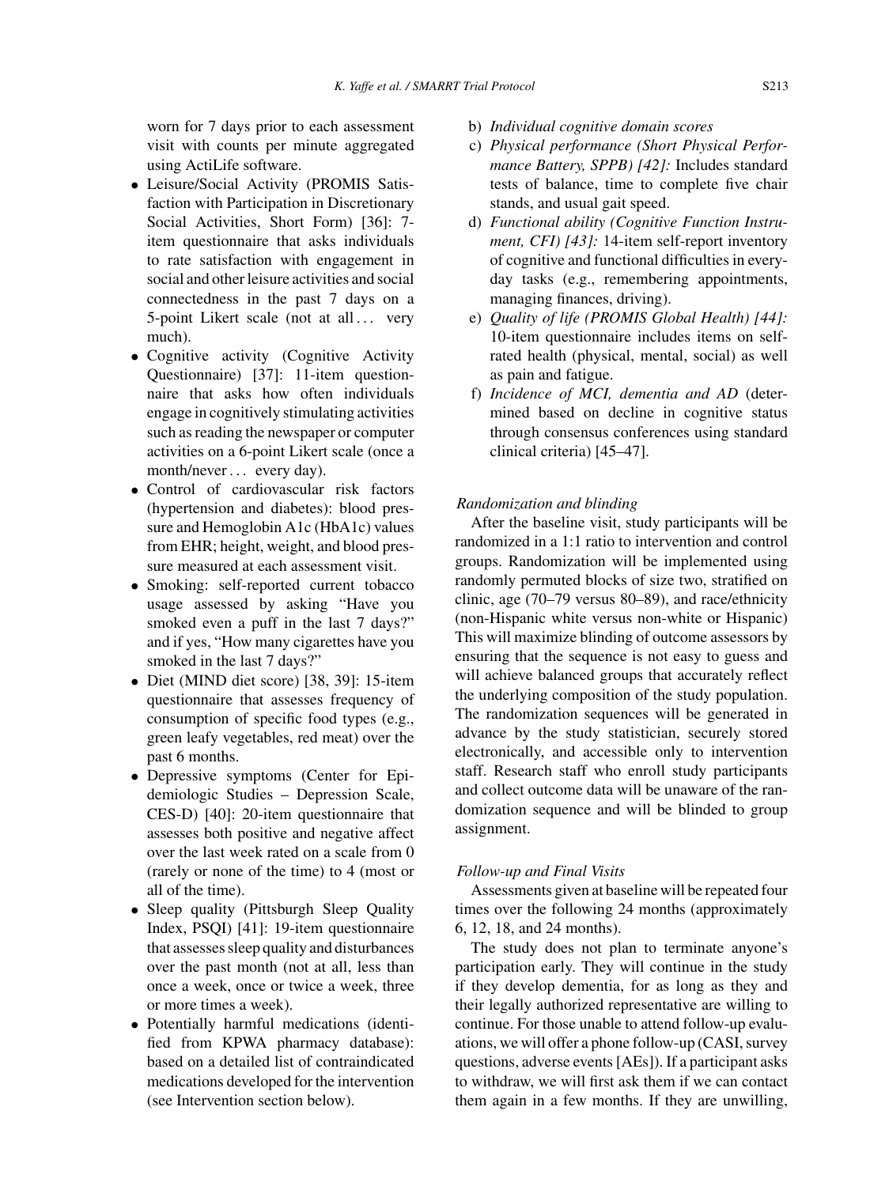worn for 7 days prior to each assessment visit with counts per minute aggregated using ActiLife software.

- Leisure/Social Activity (PROMIS Satisfaction with Participation in Discretionary Social Activities, Short Form) [36]: 7-item questionnaire that asks individuals to rate satisfaction with engagement in social and other leisure activities and social connectedness in the past 7 days on a 5-point Likert scale (not at all … very much).
- Cognitive activity (Cognitive Activity Questionnaire) [37]: 11-item questionnaire that asks how often individuals engage in cognitively stimulating activities such as reading the newspaper or computer activities on a 6-point Likert scale (once a month/never … every day).
- Control of cardiovascular risk factors (hypertension and diabetes): blood pressure and Hemoglobin A1c (HbA1c) values from EHR; height, weight, and blood pressure measured at each assessment visit.
- Smoking: self-reported current tobacco usage assessed by asking "Have you smoked even a puff in the last 7 days?" and if yes, "How many cigarettes have you smoked in the last 7 days?"
- Diet (MIND diet score) [38, 39]: 15-item questionnaire that assesses frequency of consumption of specific food types (e.g., green leafy vegetables, red meat) over the past 6 months.
- Depressive symptoms (Center for Epidemiologic Studies – Depression Scale, CES-D) [40]: 20-item questionnaire that assesses both positive and negative affect over the last week rated on a scale from 0 (rarely or none of the time) to 4 (most or all of the time).
- Sleep quality (Pittsburgh Sleep Quality Index, PSQI) [41]: 19-item questionnaire that assesses sleep quality and disturbances over the past month (not at all, less than once a week, once or twice a week, three or more times a week).
- Potentially harmful medications (identified from KPWA pharmacy database): based on a detailed list of contraindicated medications developed for the intervention (see Intervention section below).

b) *Individual cognitive domain scores*

c) *Physical performance (Short Physical Performance Battery, SPPB) [42]:* Includes standard tests of balance, time to complete five chair stands, and usual gait speed.

d) *Functional ability (Cognitive Function Instrument, CFI) [43]:* 14-item self-report inventory of cognitive and functional difficulties in everyday tasks (e.g., remembering appointments, managing finances, driving).

e) *Quality of life (PROMIS Global Health) [44]:* 10-item questionnaire includes items on self-rated health (physical, mental, social) as well as pain and fatigue.

f) *Incidence of MCI, dementia and AD* (determined based on decline in cognitive status through consensus conferences using standard clinical criteria) [45–47].

### *Randomization and blinding*

After the baseline visit, study participants will be randomized in a 1:1 ratio to intervention and control groups. Randomization will be implemented using randomly permuted blocks of size two, stratified on clinic, age (70–79 versus 80–89), and race/ethnicity (non-Hispanic white versus non-white or Hispanic) This will maximize blinding of outcome assessors by ensuring that the sequence is not easy to guess and will achieve balanced groups that accurately reflect the underlying composition of the study population. The randomization sequences will be generated in advance by the study statistician, securely stored electronically, and accessible only to intervention staff. Research staff who enroll study participants and collect outcome data will be unaware of the randomization sequence and will be blinded to group assignment.

### *Follow-up and Final Visits*

Assessments given at baseline will be repeated four times over the following 24 months (approximately 6, 12, 18, and 24 months).

The study does not plan to terminate anyone's participation early. They will continue in the study if they develop dementia, for as long as they and their legally authorized representative are willing to continue. For those unable to attend follow-up evaluations, we will offer a phone follow-up (CASI, survey questions, adverse events [AEs]). If a participant asks to withdraw, we will first ask them if we can contact them again in a few months. If they are unwilling,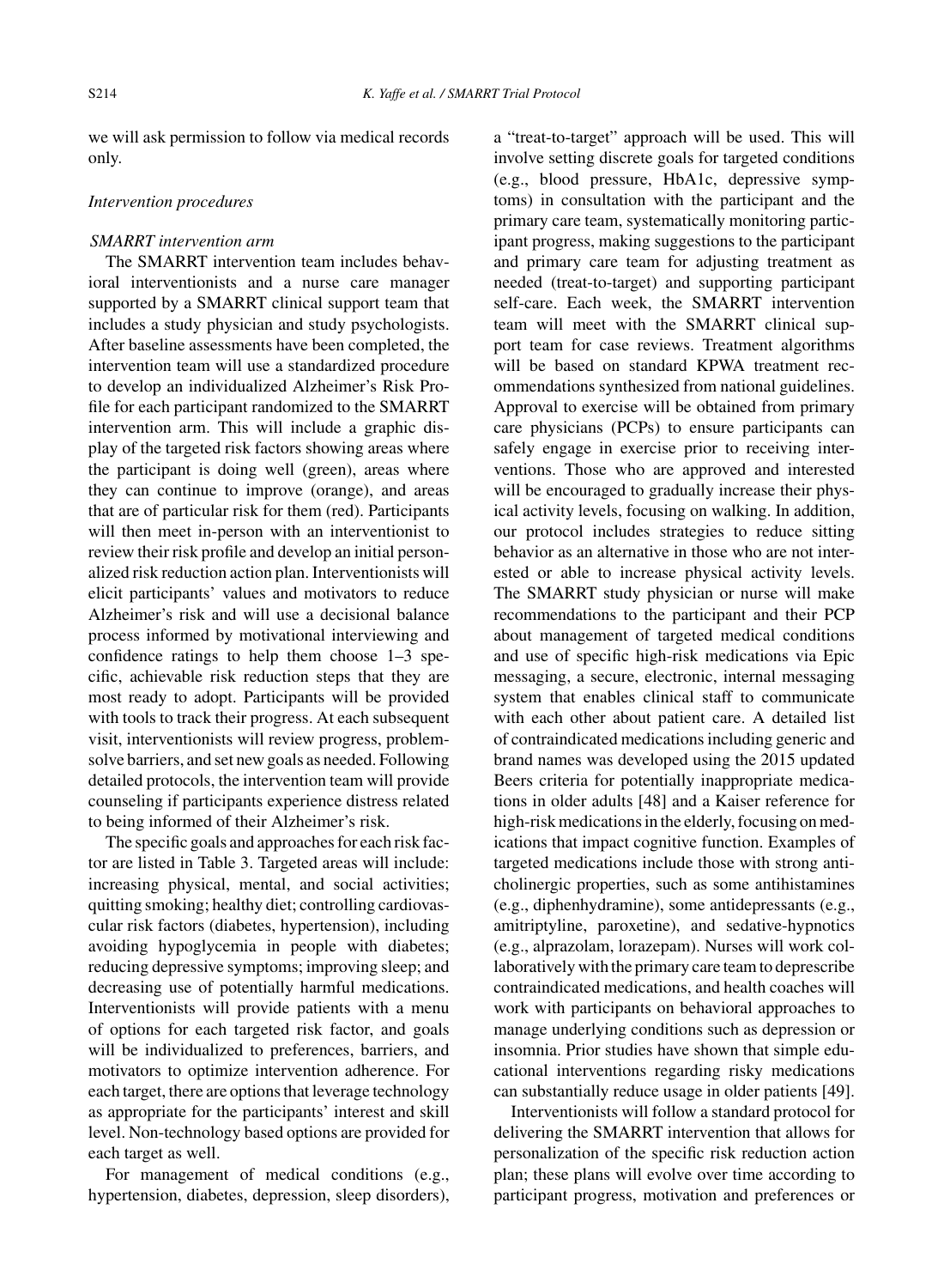we will ask permission to follow via medical records only.

*Intervention procedures*

*SMARRT intervention arm*

The SMARRT intervention team includes behavioral interventionists and a nurse care manager supported by a SMARRT clinical support team that includes a study physician and study psychologists. After baseline assessments have been completed, the intervention team will use a standardized procedure to develop an individualized Alzheimer's Risk Profile for each participant randomized to the SMARRT intervention arm. This will include a graphic display of the targeted risk factors showing areas where the participant is doing well (green), areas where they can continue to improve (orange), and areas that are of particular risk for them (red). Participants will then meet in-person with an interventionist to review their risk profile and develop an initial personalized risk reduction action plan. Interventionists will elicit participants' values and motivators to reduce Alzheimer's risk and will use a decisional balance process informed by motivational interviewing and confidence ratings to help them choose 1–3 specific, achievable risk reduction steps that they are most ready to adopt. Participants will be provided with tools to track their progress. At each subsequent visit, interventionists will review progress, problem-solve barriers, and set new goals as needed. Following detailed protocols, the intervention team will provide counseling if participants experience distress related to being informed of their Alzheimer's risk.

The specific goals and approaches for each risk factor are listed in Table 3. Targeted areas will include: increasing physical, mental, and social activities; quitting smoking; healthy diet; controlling cardiovascular risk factors (diabetes, hypertension), including avoiding hypoglycemia in people with diabetes; reducing depressive symptoms; improving sleep; and decreasing use of potentially harmful medications. Interventionists will provide patients with a menu of options for each targeted risk factor, and goals will be individualized to preferences, barriers, and motivators to optimize intervention adherence. For each target, there are options that leverage technology as appropriate for the participants' interest and skill level. Non-technology based options are provided for each target as well.

For management of medical conditions (e.g., hypertension, diabetes, depression, sleep disorders), a "treat-to-target" approach will be used. This will involve setting discrete goals for targeted conditions (e.g., blood pressure, HbA1c, depressive symptoms) in consultation with the participant and the primary care team, systematically monitoring participant progress, making suggestions to the participant and primary care team for adjusting treatment as needed (treat-to-target) and supporting participant self-care. Each week, the SMARRT intervention team will meet with the SMARRT clinical support team for case reviews. Treatment algorithms will be based on standard KPWA treatment recommendations synthesized from national guidelines. Approval to exercise will be obtained from primary care physicians (PCPs) to ensure participants can safely engage in exercise prior to receiving interventions. Those who are approved and interested will be encouraged to gradually increase their physical activity levels, focusing on walking. In addition, our protocol includes strategies to reduce sitting behavior as an alternative in those who are not interested or able to increase physical activity levels. The SMARRT study physician or nurse will make recommendations to the participant and their PCP about management of targeted medical conditions and use of specific high-risk medications via Epic messaging, a secure, electronic, internal messaging system that enables clinical staff to communicate with each other about patient care. A detailed list of contraindicated medications including generic and brand names was developed using the 2015 updated Beers criteria for potentially inappropriate medications in older adults [48] and a Kaiser reference for high-risk medications in the elderly, focusing on medications that impact cognitive function. Examples of targeted medications include those with strong anticholinergic properties, such as some antihistamines (e.g., diphenhydramine), some antidepressants (e.g., amitriptyline, paroxetine), and sedative-hypnotics (e.g., alprazolam, lorazepam). Nurses will work collaboratively with the primary care team to deprescribe contraindicated medications, and health coaches will work with participants on behavioral approaches to manage underlying conditions such as depression or insomnia. Prior studies have shown that simple educational interventions regarding risky medications can substantially reduce usage in older patients [49].

Interventionists will follow a standard protocol for delivering the SMARRT intervention that allows for personalization of the specific risk reduction action plan; these plans will evolve over time according to participant progress, motivation and preferences or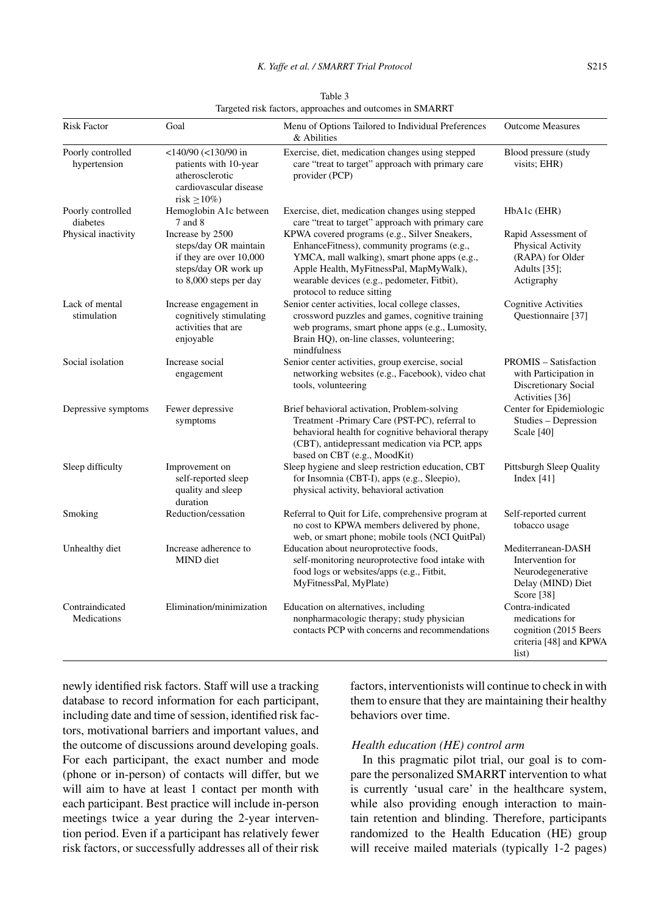Table 3
Targeted risk factors, approaches and outcomes in SMARRT

| Risk Factor | Goal | Menu of Options Tailored to Individual Preferences & Abilities | Outcome Measures |
|---|---|---|---|
| Poorly controlled hypertension | <140/90 (<130/90 in patients with 10-year atherosclerotic cardiovascular disease risk ≥10%) | Exercise, diet, medication changes using stepped care "treat to target" approach with primary care provider (PCP) | Blood pressure (study visits; EHR) |
| Poorly controlled diabetes | Hemoglobin A1c between 7 and 8 | Exercise, diet, medication changes using stepped care "treat to target" approach with primary care | HbA1c (EHR) |
| Physical inactivity | Increase by 2500 steps/day OR maintain if they are over 10,000 steps/day OR work up to 8,000 steps per day | KPWA covered programs (e.g., Silver Sneakers, EnhanceFitness), community programs (e.g., YMCA, mall walking), smart phone apps (e.g., Apple Health, MyFitnessPal, MapMyWalk), wearable devices (e.g., pedometer, Fitbit), protocol to reduce sitting | Rapid Assessment of Physical Activity (RAPA) for Older Adults [35]; Actigraphy |
| Lack of mental stimulation | Increase engagement in cognitively stimulating activities that are enjoyable | Senior center activities, local college classes, crossword puzzles and games, cognitive training web programs, smart phone apps (e.g., Lumosity, Brain HQ), on-line classes, volunteering; mindfulness | Cognitive Activities Questionnaire [37] |
| Social isolation | Increase social engagement | Senior center activities, group exercise, social networking websites (e.g., Facebook), video chat tools, volunteering | PROMIS – Satisfaction with Participation in Discretionary Social Activities [36] |
| Depressive symptoms | Fewer depressive symptoms | Brief behavioral activation, Problem-solving Treatment -Primary Care (PST-PC), referral to behavioral health for cognitive behavioral therapy (CBT), antidepressant medication via PCP, apps based on CBT (e.g., MoodKit) | Center for Epidemiologic Studies – Depression Scale [40] |
| Sleep difficulty | Improvement on self-reported sleep quality and sleep duration | Sleep hygiene and sleep restriction education, CBT for Insomnia (CBT-I), apps (e.g., Sleepio), physical activity, behavioral activation | Pittsburgh Sleep Quality Index [41] |
| Smoking | Reduction/cessation | Referral to Quit for Life, comprehensive program at no cost to KPWA members delivered by phone, web, or smart phone; mobile tools (NCI QuitPal) | Self-reported current tobacco usage |
| Unhealthy diet | Increase adherence to MIND diet | Education about neuroprotective foods, self-monitoring neuroprotective food intake with food logs or websites/apps (e.g., Fitbit, MyFitnessPal, MyPlate) | Mediterranean-DASH Intervention for Neurodegenerative Delay (MIND) Diet Score [38] |
| Contraindicated Medications | Elimination/minimization | Education on alternatives, including nonpharmacologic therapy; study physician contacts PCP with concerns and recommendations | Contra-indicated medications for cognition (2015 Beers criteria [48] and KPWA list) |

newly identified risk factors. Staff will use a tracking database to record information for each participant, including date and time of session, identified risk factors, motivational barriers and important values, and the outcome of discussions around developing goals. For each participant, the exact number and mode (phone or in-person) of contacts will differ, but we will aim to have at least 1 contact per month with each participant. Best practice will include in-person meetings twice a year during the 2-year intervention period. Even if a participant has relatively fewer risk factors, or successfully addresses all of their risk factors, interventionists will continue to check in with them to ensure that they are maintaining their healthy behaviors over time.

*Health education (HE) control arm*

In this pragmatic pilot trial, our goal is to compare the personalized SMARRT intervention to what is currently 'usual care' in the healthcare system, while also providing enough interaction to maintain retention and blinding. Therefore, participants randomized to the Health Education (HE) group will receive mailed materials (typically 1-2 pages)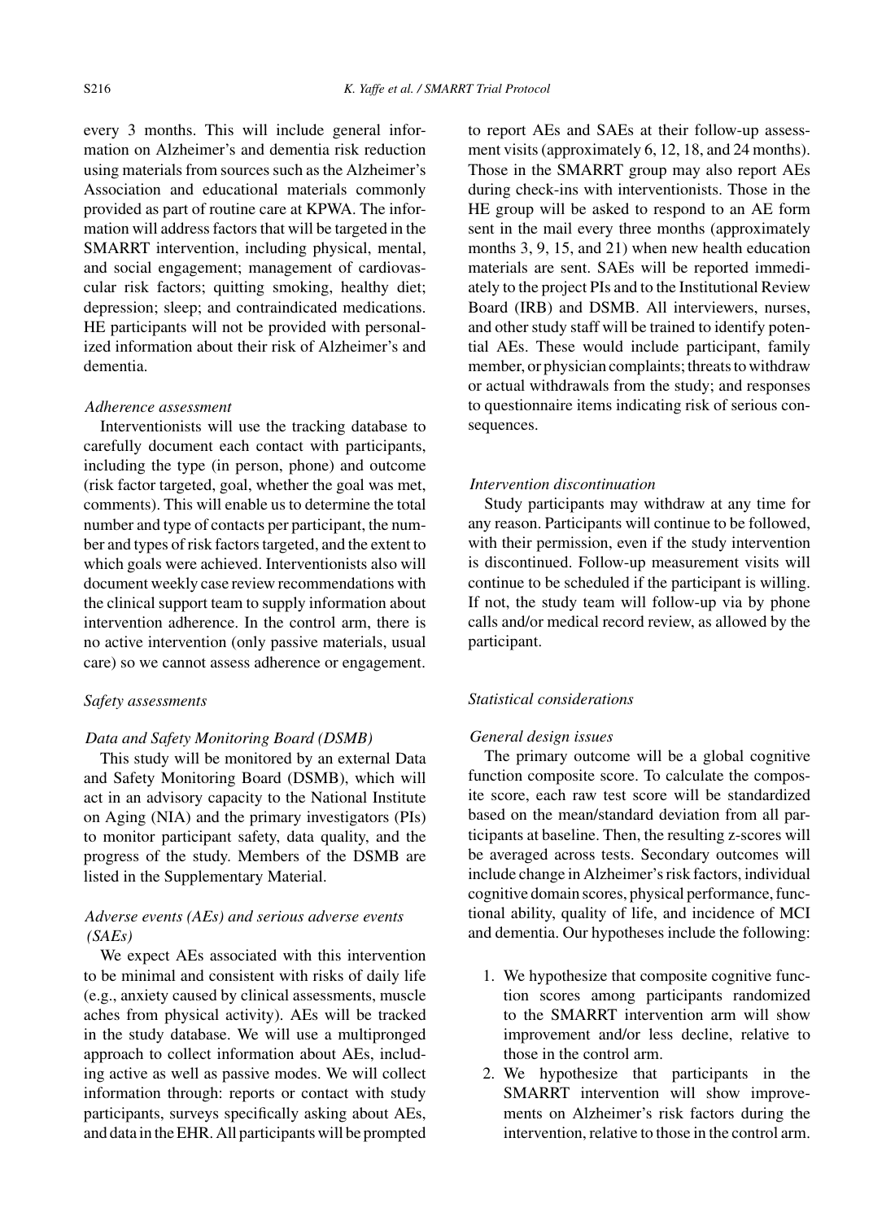every 3 months. This will include general information on Alzheimer's and dementia risk reduction using materials from sources such as the Alzheimer's Association and educational materials commonly provided as part of routine care at KPWA. The information will address factors that will be targeted in the SMARRT intervention, including physical, mental, and social engagement; management of cardiovascular risk factors; quitting smoking, healthy diet; depression; sleep; and contraindicated medications. HE participants will not be provided with personalized information about their risk of Alzheimer's and dementia.

*Adherence assessment*

Interventionists will use the tracking database to carefully document each contact with participants, including the type (in person, phone) and outcome (risk factor targeted, goal, whether the goal was met, comments). This will enable us to determine the total number and type of contacts per participant, the number and types of risk factors targeted, and the extent to which goals were achieved. Interventionists also will document weekly case review recommendations with the clinical support team to supply information about intervention adherence. In the control arm, there is no active intervention (only passive materials, usual care) so we cannot assess adherence or engagement.

### *Safety assessments*

*Data and Safety Monitoring Board (DSMB)*

This study will be monitored by an external Data and Safety Monitoring Board (DSMB), which will act in an advisory capacity to the National Institute on Aging (NIA) and the primary investigators (PIs) to monitor participant safety, data quality, and the progress of the study. Members of the DSMB are listed in the Supplementary Material.

*Adverse events (AEs) and serious adverse events (SAEs)*

We expect AEs associated with this intervention to be minimal and consistent with risks of daily life (e.g., anxiety caused by clinical assessments, muscle aches from physical activity). AEs will be tracked in the study database. We will use a multipronged approach to collect information about AEs, including active as well as passive modes. We will collect information through: reports or contact with study participants, surveys specifically asking about AEs, and data in the EHR. All participants will be prompted to report AEs and SAEs at their follow-up assessment visits (approximately 6, 12, 18, and 24 months). Those in the SMARRT group may also report AEs during check-ins with interventionists. Those in the HE group will be asked to respond to an AE form sent in the mail every three months (approximately months 3, 9, 15, and 21) when new health education materials are sent. SAEs will be reported immediately to the project PIs and to the Institutional Review Board (IRB) and DSMB. All interviewers, nurses, and other study staff will be trained to identify potential AEs. These would include participant, family member, or physician complaints; threats to withdraw or actual withdrawals from the study; and responses to questionnaire items indicating risk of serious consequences.

*Intervention discontinuation*

Study participants may withdraw at any time for any reason. Participants will continue to be followed, with their permission, even if the study intervention is discontinued. Follow-up measurement visits will continue to be scheduled if the participant is willing. If not, the study team will follow-up via by phone calls and/or medical record review, as allowed by the participant.

### *Statistical considerations*

*General design issues*

The primary outcome will be a global cognitive function composite score. To calculate the composite score, each raw test score will be standardized based on the mean/standard deviation from all participants at baseline. Then, the resulting z-scores will be averaged across tests. Secondary outcomes will include change in Alzheimer's risk factors, individual cognitive domain scores, physical performance, functional ability, quality of life, and incidence of MCI and dementia. Our hypotheses include the following:

1. We hypothesize that composite cognitive function scores among participants randomized to the SMARRT intervention arm will show improvement and/or less decline, relative to those in the control arm.
2. We hypothesize that participants in the SMARRT intervention will show improvements on Alzheimer's risk factors during the intervention, relative to those in the control arm.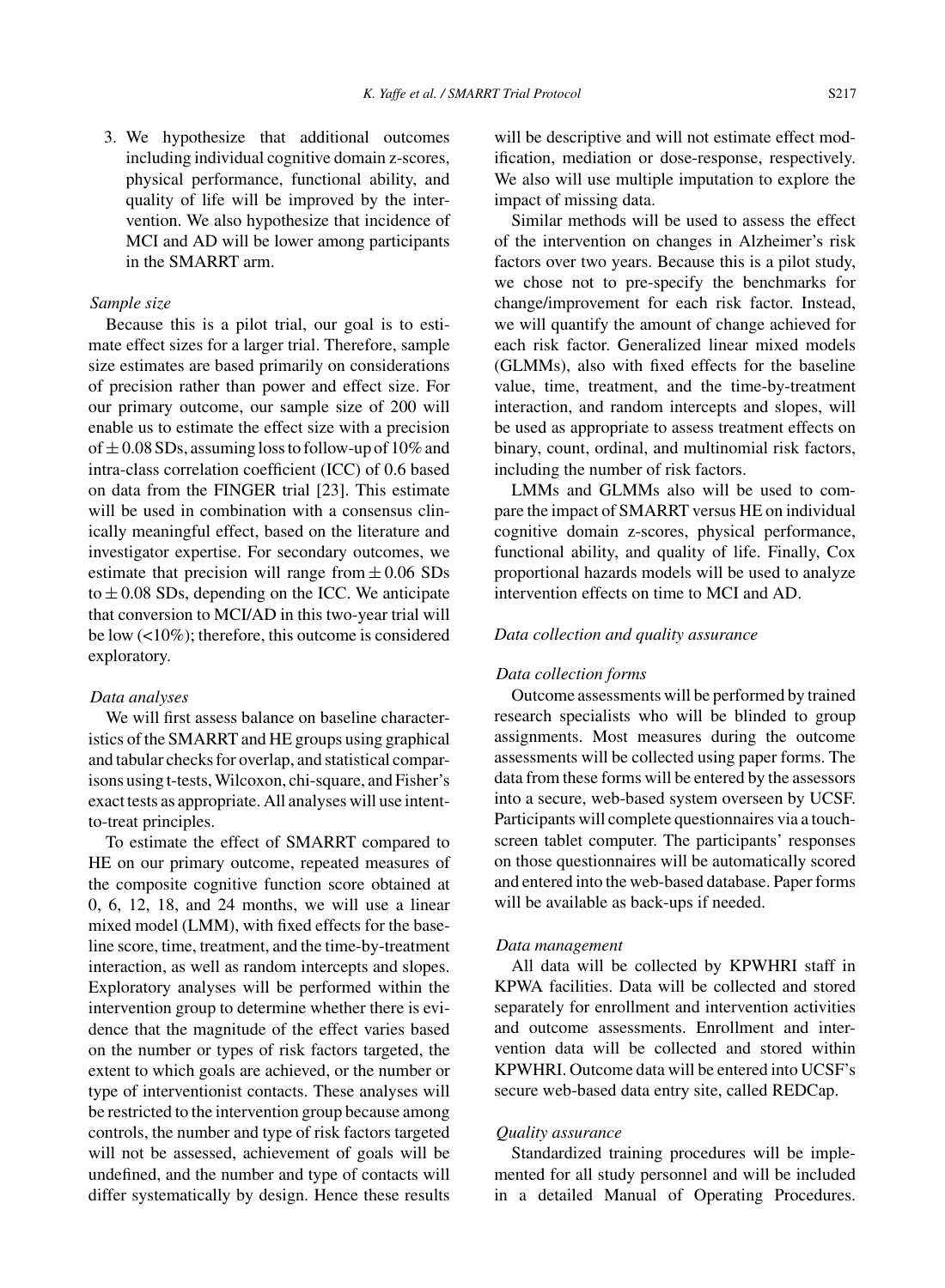3. We hypothesize that additional outcomes including individual cognitive domain z-scores, physical performance, functional ability, and quality of life will be improved by the intervention. We also hypothesize that incidence of MCI and AD will be lower among participants in the SMARRT arm.

### *Sample size*

Because this is a pilot trial, our goal is to estimate effect sizes for a larger trial. Therefore, sample size estimates are based primarily on considerations of precision rather than power and effect size. For our primary outcome, our sample size of 200 will enable us to estimate the effect size with a precision of $\pm$ 0.08 SDs, assuming loss to follow-up of 10% and intra-class correlation coefficient (ICC) of 0.6 based on data from the FINGER trial [23]. This estimate will be used in combination with a consensus clinically meaningful effect, based on the literature and investigator expertise. For secondary outcomes, we estimate that precision will range from $\pm$ 0.06 SDs to $\pm$ 0.08 SDs, depending on the ICC. We anticipate that conversion to MCI/AD in this two-year trial will be low (<10%); therefore, this outcome is considered exploratory.

### *Data analyses*

We will first assess balance on baseline characteristics of the SMARRT and HE groups using graphical and tabular checks for overlap, and statistical comparisons using t-tests, Wilcoxon, chi-square, and Fisher's exact tests as appropriate. All analyses will use intent-to-treat principles.

To estimate the effect of SMARRT compared to HE on our primary outcome, repeated measures of the composite cognitive function score obtained at 0, 6, 12, 18, and 24 months, we will use a linear mixed model (LMM), with fixed effects for the baseline score, time, treatment, and the time-by-treatment interaction, as well as random intercepts and slopes. Exploratory analyses will be performed within the intervention group to determine whether there is evidence that the magnitude of the effect varies based on the number or types of risk factors targeted, the extent to which goals are achieved, or the number or type of interventionist contacts. These analyses will be restricted to the intervention group because among controls, the number and type of risk factors targeted will not be assessed, achievement of goals will be undefined, and the number and type of contacts will differ systematically by design. Hence these results will be descriptive and will not estimate effect modification, mediation or dose-response, respectively. We also will use multiple imputation to explore the impact of missing data.

Similar methods will be used to assess the effect of the intervention on changes in Alzheimer's risk factors over two years. Because this is a pilot study, we chose not to pre-specify the benchmarks for change/improvement for each risk factor. Instead, we will quantify the amount of change achieved for each risk factor. Generalized linear mixed models (GLMMs), also with fixed effects for the baseline value, time, treatment, and the time-by-treatment interaction, and random intercepts and slopes, will be used as appropriate to assess treatment effects on binary, count, ordinal, and multinomial risk factors, including the number of risk factors.

LMMs and GLMMs also will be used to compare the impact of SMARRT versus HE on individual cognitive domain z-scores, physical performance, functional ability, and quality of life. Finally, Cox proportional hazards models will be used to analyze intervention effects on time to MCI and AD.

### *Data collection and quality assurance*

### *Data collection forms*

Outcome assessments will be performed by trained research specialists who will be blinded to group assignments. Most measures during the outcome assessments will be collected using paper forms. The data from these forms will be entered by the assessors into a secure, web-based system overseen by UCSF. Participants will complete questionnaires via a touch-screen tablet computer. The participants' responses on those questionnaires will be automatically scored and entered into the web-based database. Paper forms will be available as back-ups if needed.

### *Data management*

All data will be collected by KPWHRI staff in KPWA facilities. Data will be collected and stored separately for enrollment and intervention activities and outcome assessments. Enrollment and intervention data will be collected and stored within KPWHRI. Outcome data will be entered into UCSF's secure web-based data entry site, called REDCap.

### *Quality assurance*

Standardized training procedures will be implemented for all study personnel and will be included in a detailed Manual of Operating Procedures.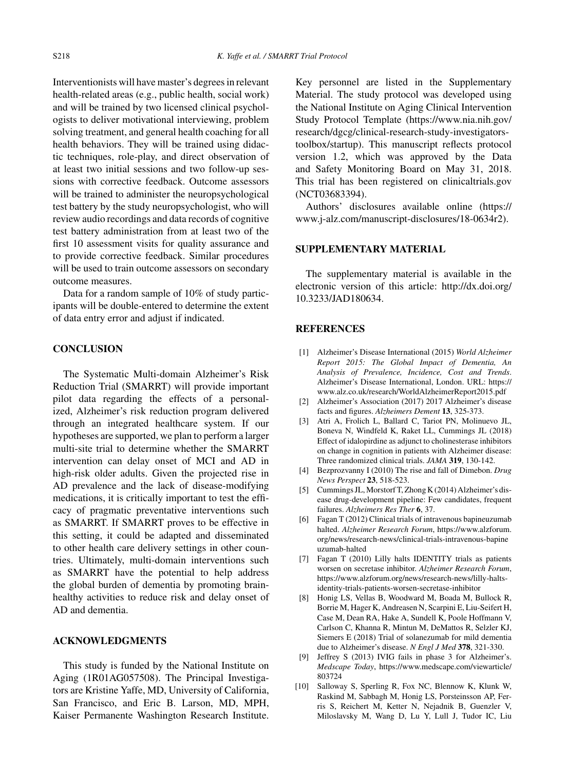Interventionists will have master's degrees in relevant health-related areas (e.g., public health, social work) and will be trained by two licensed clinical psychologists to deliver motivational interviewing, problem solving treatment, and general health coaching for all health behaviors. They will be trained using didactic techniques, role-play, and direct observation of at least two initial sessions and two follow-up sessions with corrective feedback. Outcome assessors will be trained to administer the neuropsychological test battery by the study neuropsychologist, who will review audio recordings and data records of cognitive test battery administration from at least two of the first 10 assessment visits for quality assurance and to provide corrective feedback. Similar procedures will be used to train outcome assessors on secondary outcome measures.

Data for a random sample of 10% of study participants will be double-entered to determine the extent of data entry error and adjust if indicated.

## CONCLUSION

The Systematic Multi-domain Alzheimer's Risk Reduction Trial (SMARRT) will provide important pilot data regarding the effects of a personalized, Alzheimer's risk reduction program delivered through an integrated healthcare system. If our hypotheses are supported, we plan to perform a larger multi-site trial to determine whether the SMARRT intervention can delay onset of MCI and AD in high-risk older adults. Given the projected rise in AD prevalence and the lack of disease-modifying medications, it is critically important to test the efficacy of pragmatic preventative interventions such as SMARRT. If SMARRT proves to be effective in this setting, it could be adapted and disseminated to other health care delivery settings in other countries. Ultimately, multi-domain interventions such as SMARRT have the potential to help address the global burden of dementia by promoting brain-healthy activities to reduce risk and delay onset of AD and dementia.

## ACKNOWLEDGMENTS

This study is funded by the National Institute on Aging (1R01AG057508). The Principal Investigators are Kristine Yaffe, MD, University of California, San Francisco, and Eric B. Larson, MD, MPH, Kaiser Permanente Washington Research Institute. Key personnel are listed in the Supplementary Material. The study protocol was developed using the National Institute on Aging Clinical Intervention Study Protocol Template (https://www.nia.nih.gov/research/dgcg/clinical-research-study-investigators-toolbox/startup). This manuscript reflects protocol version 1.2, which was approved by the Data and Safety Monitoring Board on May 31, 2018. This trial has been registered on clinicaltrials.gov (NCT03683394).

Authors' disclosures available online (https://www.j-alz.com/manuscript-disclosures/18-0634r2).

## SUPPLEMENTARY MATERIAL

The supplementary material is available in the electronic version of this article: http://dx.doi.org/10.3233/JAD180634.

## REFERENCES

[1] Alzheimer's Disease International (2015) *World Alzheimer Report 2015: The Global Impact of Dementia, An Analysis of Prevalence, Incidence, Cost and Trends*. Alzheimer's Disease International, London. URL: https://www.alz.co.uk/research/WorldAlzheimerReport2015.pdf

[2] Alzheimer's Association (2017) 2017 Alzheimer's disease facts and figures. *Alzheimers Dement* **13**, 325-373.

[3] Atri A, Frolich L, Ballard C, Tariot PN, Molinuevo JL, Boneva N, Windfeld K, Raket LL, Cummings JL (2018) Effect of idalopirdine as adjunct to cholinesterase inhibitors on change in cognition in patients with Alzheimer disease: Three randomized clinical trials. *JAMA* **319**, 130-142.

[4] Bezprozvanny I (2010) The rise and fall of Dimebon. *Drug News Perspect* **23**, 518-523.

[5] Cummings JL, Morstorf T, Zhong K (2014) Alzheimer's disease drug-development pipeline: Few candidates, frequent failures. *Alzheimers Res Ther* **6**, 37.

[6] Fagan T (2012) Clinical trials of intravenous bapineuzumab halted. *Alzheimer Research Forum*, https://www.alzforum.org/news/research-news/clinical-trials-intravenous-bapineuzumab-halted

[7] Fagan T (2010) Lilly halts IDENTITY trials as patients worsen on secretase inhibitor. *Alzheimer Research Forum*, https://www.alzforum.org/news/research-news/lilly-halts-identity-trials-patients-worsen-secretase-inhibitor

[8] Honig LS, Vellas B, Woodward M, Boada M, Bullock R, Borrie M, Hager K, Andreasen N, Scarpini E, Liu-Seifert H, Case M, Dean RA, Hake A, Sundell K, Poole Hoffmann V, Carlson C, Khanna R, Mintun M, DeMattos R, Selzler KJ, Siemers E (2018) Trial of solanezumab for mild dementia due to Alzheimer's disease. *N Engl J Med* **378**, 321-330.

[9] Jeffrey S (2013) IVIG fails in phase 3 for Alzheimer's. *Medscape Today*, https://www.medscape.com/viewarticle/803724

[10] Salloway S, Sperling R, Fox NC, Blennow K, Klunk W, Raskind M, Sabbagh M, Honig LS, Porsteinsson AP, Ferris S, Reichert M, Ketter N, Nejadnik B, Guenzler V, Miloslavsky M, Wang D, Lu Y, Lull J, Tudor IC, Liu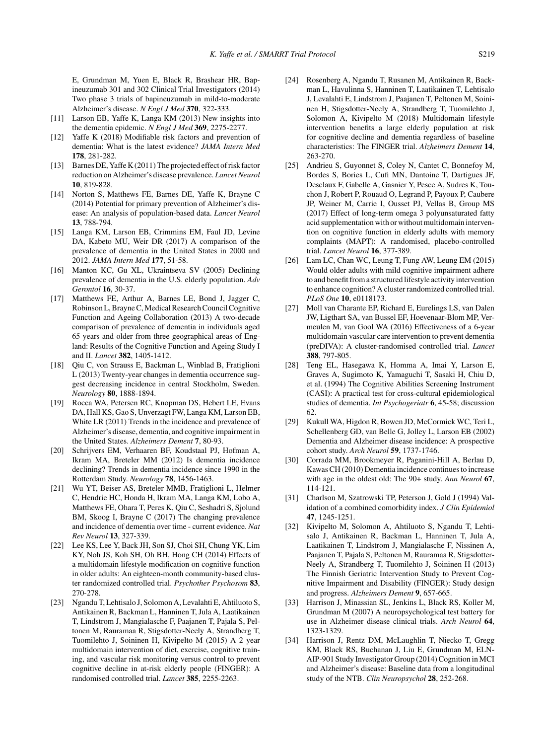E, Grundman M, Yuen E, Black R, Brashear HR, Bapineuzumab 301 and 302 Clinical Trial Investigators (2014) Two phase 3 trials of bapineuzumab in mild-to-moderate Alzheimer's disease. *N Engl J Med* **370**, 322-333.

[11] Larson EB, Yaffe K, Langa KM (2013) New insights into the dementia epidemic. *N Engl J Med* **369**, 2275-2277.

[12] Yaffe K (2018) Modifiable risk factors and prevention of dementia: What is the latest evidence? *JAMA Intern Med* **178**, 281-282.

[13] Barnes DE, Yaffe K (2011) The projected effect of risk factor reduction on Alzheimer's disease prevalence. *Lancet Neurol* **10**, 819-828.

[14] Norton S, Matthews FE, Barnes DE, Yaffe K, Brayne C (2014) Potential for primary prevention of Alzheimer's disease: An analysis of population-based data. *Lancet Neurol* **13**, 788-794.

[15] Langa KM, Larson EB, Crimmins EM, Faul JD, Levine DA, Kabeto MU, Weir DR (2017) A comparison of the prevalence of dementia in the United States in 2000 and 2012. *JAMA Intern Med* **177**, 51-58.

[16] Manton KC, Gu XL, Ukraintseva SV (2005) Declining prevalence of dementia in the U.S. elderly population. *Adv Gerontol* **16**, 30-37.

[17] Matthews FE, Arthur A, Barnes LE, Bond J, Jagger C, Robinson L, Brayne C, Medical Research Council Cognitive Function and Ageing Collaboration (2013) A two-decade comparison of prevalence of dementia in individuals aged 65 years and older from three geographical areas of England: Results of the Cognitive Function and Ageing Study I and II. *Lancet* **382**, 1405-1412.

[18] Qiu C, von Strauss E, Backman L, Winblad B, Fratiglioni L (2013) Twenty-year changes in dementia occurrence suggest decreasing incidence in central Stockholm, Sweden. *Neurology* **80**, 1888-1894.

[19] Rocca WA, Petersen RC, Knopman DS, Hebert LE, Evans DA, Hall KS, Gao S, Unverzagt FW, Langa KM, Larson EB, White LR (2011) Trends in the incidence and prevalence of Alzheimer's disease, dementia, and cognitive impairment in the United States. *Alzheimers Dement* **7**, 80-93.

[20] Schrijvers EM, Verhaaren BF, Koudstaal PJ, Hofman A, Ikram MA, Breteler MM (2012) Is dementia incidence declining? Trends in dementia incidence since 1990 in the Rotterdam Study. *Neurology* **78**, 1456-1463.

[21] Wu YT, Beiser AS, Breteler MMB, Fratiglioni L, Helmer C, Hendrie HC, Honda H, Ikram MA, Langa KM, Lobo A, Matthews FE, Ohara T, Peres K, Qiu C, Seshadri S, Sjolund BM, Skoog I, Brayne C (2017) The changing prevalence and incidence of dementia over time - current evidence. *Nat Rev Neurol* **13**, 327-339.

[22] Lee KS, Lee Y, Back JH, Son SJ, Choi SH, Chung YK, Lim KY, Noh JS, Koh SH, Oh BH, Hong CH (2014) Effects of a multidomain lifestyle modification on cognitive function in older adults: An eighteen-month community-based cluster randomized controlled trial. *Psychother Psychosom* **83**, 270-278.

[23] Ngandu T, Lehtisalo J, Solomon A, Levalahti E, Ahtiluoto S, Antikainen R, Backman L, Hanninen T, Jula A, Laatikainen T, Lindstrom J, Mangialasche F, Paajanen T, Pajala S, Peltonen M, Rauramaa R, Stigsdotter-Neely A, Strandberg T, Tuomilehto J, Soininen H, Kivipelto M (2015) A 2 year multidomain intervention of diet, exercise, cognitive training, and vascular risk monitoring versus control to prevent cognitive decline in at-risk elderly people (FINGER): A randomised controlled trial. *Lancet* **385**, 2255-2263.

[24] Rosenberg A, Ngandu T, Rusanen M, Antikainen R, Backman L, Havulinna S, Hanninen T, Laatikainen T, Lehtisalo J, Levalahti E, Lindstrom J, Paajanen T, Peltonen M, Soininen H, Stigsdotter-Neely A, Strandberg T, Tuomilehto J, Solomon A, Kivipelto M (2018) Multidomain lifestyle intervention benefits a large elderly population at risk for cognitive decline and dementia regardless of baseline characteristics: The FINGER trial. *Alzheimers Dement* **14**, 263-270.

[25] Andrieu S, Guyonnet S, Coley N, Cantet C, Bonnefoy M, Bordes S, Bories L, Cufi MN, Dantoine T, Dartigues JF, Desclaux F, Gabelle A, Gasnier Y, Pesce A, Sudres K, Touchon J, Robert P, Rouaud O, Legrand P, Payoux P, Caubere JP, Weiner M, Carrie I, Ousset PJ, Vellas B, Group MS (2017) Effect of long-term omega 3 polyunsaturated fatty acid supplementation with or without multidomain intervention on cognitive function in elderly adults with memory complaints (MAPT): A randomised, placebo-controlled trial. *Lancet Neurol* **16**, 377-389.

[26] Lam LC, Chan WC, Leung T, Fung AW, Leung EM (2015) Would older adults with mild cognitive impairment adhere to and benefit from a structured lifestyle activity intervention to enhance cognition? A cluster randomized controlled trial. *PLoS One* **10**, e0118173.

[27] Moll van Charante EP, Richard E, Eurelings LS, van Dalen JW, Ligthart SA, van Bussel EF, Hoevenaar-Blom MP, Vermeulen M, van Gool WA (2016) Effectiveness of a 6-year multidomain vascular care intervention to prevent dementia (preDIVA): A cluster-randomised controlled trial. *Lancet* **388**, 797-805.

[28] Teng EL, Hasegawa K, Homma A, Imai Y, Larson E, Graves A, Sugimoto K, Yamaguchi T, Sasaki H, Chiu D, et al. (1994) The Cognitive Abilities Screening Instrument (CASI): A practical test for cross-cultural epidemiological studies of dementia. *Int Psychogeriatr* **6**, 45-58; discussion 62.

[29] Kukull WA, Higdon R, Bowen JD, McCormick WC, Teri L, Schellenberg GD, van Belle G, Jolley L, Larson EB (2002) Dementia and Alzheimer disease incidence: A prospective cohort study. *Arch Neurol* **59**, 1737-1746.

[30] Corrada MM, Brookmeyer R, Paganini-Hill A, Berlau D, Kawas CH (2010) Dementia incidence continues to increase with age in the oldest old: The 90+ study. *Ann Neurol* **67**, 114-121.

[31] Charlson M, Szatrowski TP, Peterson J, Gold J (1994) Validation of a combined comorbidity index. *J Clin Epidemiol* **47**, 1245-1251.

[32] Kivipelto M, Solomon A, Ahtiluoto S, Ngandu T, Lehtisalo J, Antikainen R, Backman L, Hanninen T, Jula A, Laatikainen T, Lindstrom J, Mangialasche F, Nissinen A, Paajanen T, Pajala S, Peltonen M, Rauramaa R, Stigsdotter-Neely A, Strandberg T, Tuomilehto J, Soininen H (2013) The Finnish Geriatric Intervention Study to Prevent Cognitive Impairment and Disability (FINGER): Study design and progress. *Alzheimers Dement* **9**, 657-665.

[33] Harrison J, Minassian SL, Jenkins L, Black RS, Koller M, Grundman M (2007) A neuropsychological test battery for use in Alzheimer disease clinical trials. *Arch Neurol* **64**, 1323-1329.

[34] Harrison J, Rentz DM, McLaughlin T, Niecko T, Gregg KM, Black RS, Buchanan J, Liu E, Grundman M, ELN-AIP-901 Study Investigator Group (2014) Cognition in MCI and Alzheimer's disease: Baseline data from a longitudinal study of the NTB. *Clin Neuropsychol* **28**, 252-268.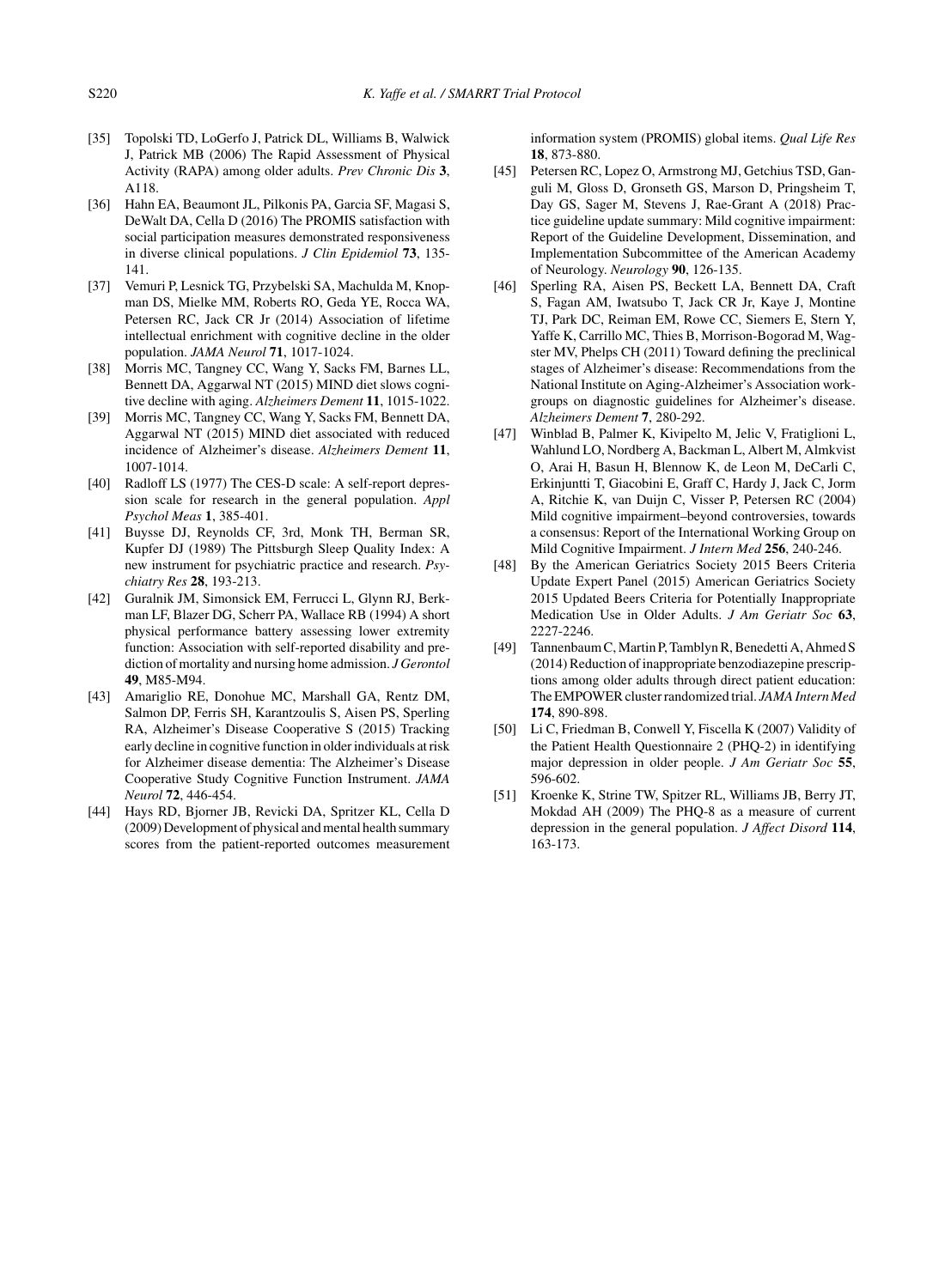[35] Topolski TD, LoGerfo J, Patrick DL, Williams B, Walwick J, Patrick MB (2006) The Rapid Assessment of Physical Activity (RAPA) among older adults. *Prev Chronic Dis* **3**, A118.

[36] Hahn EA, Beaumont JL, Pilkonis PA, Garcia SF, Magasi S, DeWalt DA, Cella D (2016) The PROMIS satisfaction with social participation measures demonstrated responsiveness in diverse clinical populations. *J Clin Epidemiol* **73**, 135-141.

[37] Vemuri P, Lesnick TG, Przybelski SA, Machulda M, Knopman DS, Mielke MM, Roberts RO, Geda YE, Rocca WA, Petersen RC, Jack CR Jr (2014) Association of lifetime intellectual enrichment with cognitive decline in the older population. *JAMA Neurol* **71**, 1017-1024.

[38] Morris MC, Tangney CC, Wang Y, Sacks FM, Barnes LL, Bennett DA, Aggarwal NT (2015) MIND diet slows cognitive decline with aging. *Alzheimers Dement* **11**, 1015-1022.

[39] Morris MC, Tangney CC, Wang Y, Sacks FM, Bennett DA, Aggarwal NT (2015) MIND diet associated with reduced incidence of Alzheimer's disease. *Alzheimers Dement* **11**, 1007-1014.

[40] Radloff LS (1977) The CES-D scale: A self-report depression scale for research in the general population. *Appl Psychol Meas* **1**, 385-401.

[41] Buysse DJ, Reynolds CF, 3rd, Monk TH, Berman SR, Kupfer DJ (1989) The Pittsburgh Sleep Quality Index: A new instrument for psychiatric practice and research. *Psychiatry Res* **28**, 193-213.

[42] Guralnik JM, Simonsick EM, Ferrucci L, Glynn RJ, Berkman LF, Blazer DG, Scherr PA, Wallace RB (1994) A short physical performance battery assessing lower extremity function: Association with self-reported disability and prediction of mortality and nursing home admission. *J Gerontol* **49**, M85-M94.

[43] Amariglio RE, Donohue MC, Marshall GA, Rentz DM, Salmon DP, Ferris SH, Karantzoulis S, Aisen PS, Sperling RA, Alzheimer's Disease Cooperative S (2015) Tracking early decline in cognitive function in older individuals at risk for Alzheimer disease dementia: The Alzheimer's Disease Cooperative Study Cognitive Function Instrument. *JAMA Neurol* **72**, 446-454.

[44] Hays RD, Bjorner JB, Revicki DA, Spritzer KL, Cella D (2009) Development of physical and mental health summary scores from the patient-reported outcomes measurement information system (PROMIS) global items. *Qual Life Res* **18**, 873-880.

[45] Petersen RC, Lopez O, Armstrong MJ, Getchius TSD, Ganguli M, Gloss D, Gronseth GS, Marson D, Pringsheim T, Day GS, Sager M, Stevens J, Rae-Grant A (2018) Practice guideline update summary: Mild cognitive impairment: Report of the Guideline Development, Dissemination, and Implementation Subcommittee of the American Academy of Neurology. *Neurology* **90**, 126-135.

[46] Sperling RA, Aisen PS, Beckett LA, Bennett DA, Craft S, Fagan AM, Iwatsubo T, Jack CR Jr, Kaye J, Montine TJ, Park DC, Reiman EM, Rowe CC, Siemers E, Stern Y, Yaffe K, Carrillo MC, Thies B, Morrison-Bogorad M, Wagster MV, Phelps CH (2011) Toward defining the preclinical stages of Alzheimer's disease: Recommendations from the National Institute on Aging-Alzheimer's Association workgroups on diagnostic guidelines for Alzheimer's disease. *Alzheimers Dement* **7**, 280-292.

[47] Winblad B, Palmer K, Kivipelto M, Jelic V, Fratiglioni L, Wahlund LO, Nordberg A, Backman L, Albert M, Almkvist O, Arai H, Basun H, Blennow K, de Leon M, DeCarli C, Erkinjuntti T, Giacobini E, Graff C, Hardy J, Jack C, Jorm A, Ritchie K, van Duijn C, Visser P, Petersen RC (2004) Mild cognitive impairment–beyond controversies, towards a consensus: Report of the International Working Group on Mild Cognitive Impairment. *J Intern Med* **256**, 240-246.

[48] By the American Geriatrics Society 2015 Beers Criteria Update Expert Panel (2015) American Geriatrics Society 2015 Updated Beers Criteria for Potentially Inappropriate Medication Use in Older Adults. *J Am Geriatr Soc* **63**, 2227-2246.

[49] Tannenbaum C, Martin P, Tamblyn R, Benedetti A, Ahmed S (2014) Reduction of inappropriate benzodiazepine prescriptions among older adults through direct patient education: The EMPOWER cluster randomized trial. *JAMA Intern Med* **174**, 890-898.

[50] Li C, Friedman B, Conwell Y, Fiscella K (2007) Validity of the Patient Health Questionnaire 2 (PHQ-2) in identifying major depression in older people. *J Am Geriatr Soc* **55**, 596-602.

[51] Kroenke K, Strine TW, Spitzer RL, Williams JB, Berry JT, Mokdad AH (2009) The PHQ-8 as a measure of current depression in the general population. *J Affect Disord* **114**, 163-173.